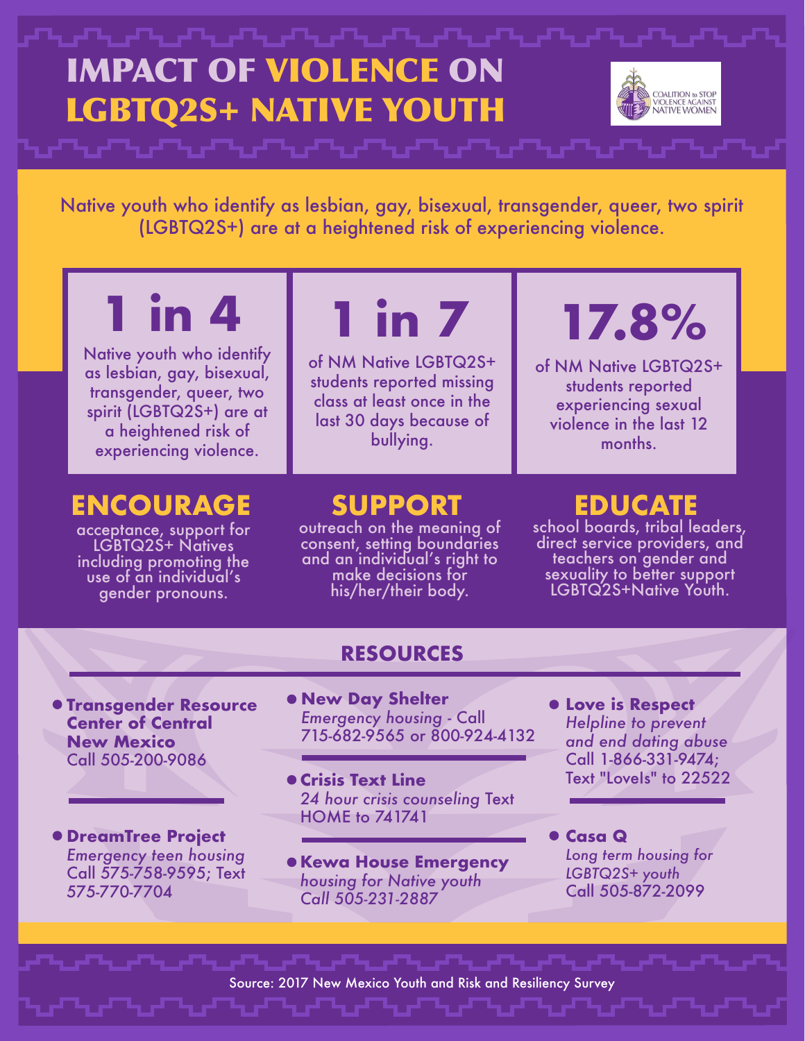# IMPACT OF VIOLENCE ON LGBTQ2S+ NATIVE YOUTH

COALITION to STOP VIOLENCE AGAINST NATIVE WOMEN

Native youth who identify as lesbian, gay, bisexual, transgender, queer, two spirit (LGBTQ2S+) are at a heightened risk of experiencing violence.

**1 in 4**

Native youth who identify as lesbian, gay, bisexual, transgender, queer, two spirit (LGBTQ2S+) are at a heightened risk of experiencing violence.

**1 in 7**

of NM Native LGBTQ2S+ students reported missing class at least once in the last 30 days because of bullying.

**17.8%**

of NM Native LGBTQ2S+ students reported experiencing sexual violence in the last 12 months.

## ENCOURAGE

acceptance, support for LGBTQ2S+ Natives including promoting the use of an individual's gender pronouns.

## SUPPORT

outreach on the meaning of consent, setting boundaries and an individual's right to make decisions for his/her/their body.

## EDUCATE

school boards, tribal leaders, direct service providers, and teachers on gender and sexuality to better support LGBTQ2S+Native Youth.

## RESOURCES

- **Transgender Resource Center of Central New Mexico**
  Call 505-200-9086
- **DreamTree Project**
  *Emergency teen housing*
  Call 575-758-9595; Text 575-770-7704
- **New Day Shelter**
  *Emergency housing* - Call 715-682-9565 or 800-924-4132
- **Crisis Text Line**
  *24 hour crisis counseling* Text HOME to 741741
- **Kewa House Emergency**
  *housing for Native youth*
  Call 505-231-2887
- **Love is Respect**
  *Helpline to prevent and end dating abuse*
  Call 1-866-331-9474; Text "LoveIs" to 22522
- **Casa Q**
  *Long term housing for LGBTQ2S+ youth*
  Call 505-872-2099

Source: 2017 New Mexico Youth and Risk and Resiliency Survey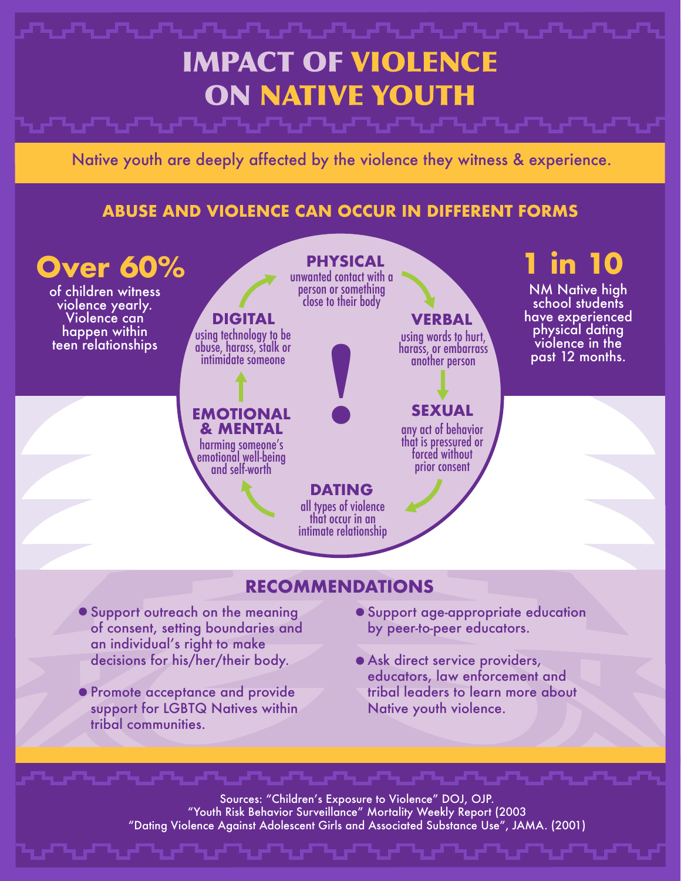# IMPACT OF VIOLENCE ON NATIVE YOUTH

Native youth are deeply affected by the violence they witness & experience.

## ABUSE AND VIOLENCE CAN OCCUR IN DIFFERENT FORMS

**Over 60%**

of children witness violence yearly. Violence can happen within teen relationships

**1 in 10**

NM Native high school students have experienced physical dating violence in the past 12 months.

**PHYSICAL**
unwanted contact with a person or something close to their body

**VERBAL**
using words to hurt, harass, or embarrass another person

**SEXUAL**
any act of behavior that is pressured or forced without prior consent

**DATING**
all types of violence that occur in an intimate relationship

**EMOTIONAL & MENTAL**
harming someone's emotional well-being and self-worth

**DIGITAL**
using technology to be abuse, harass, stalk or intimidate someone

## RECOMMENDATIONS

- Support outreach on the meaning of consent, setting boundaries and an individual's right to make decisions for his/her/their body.
- Promote acceptance and provide support for LGBTQ Natives within tribal communities.
- Support age-appropriate education by peer-to-peer educators.
- Ask direct service providers, educators, law enforcement and tribal leaders to learn more about Native youth violence.

Sources: "Children's Exposure to Violence" DOJ, OJP.
"Youth Risk Behavior Surveillance" Mortality Weekly Report (2003
"Dating Violence Against Adolescent Girls and Associated Substance Use", JAMA. (2001)